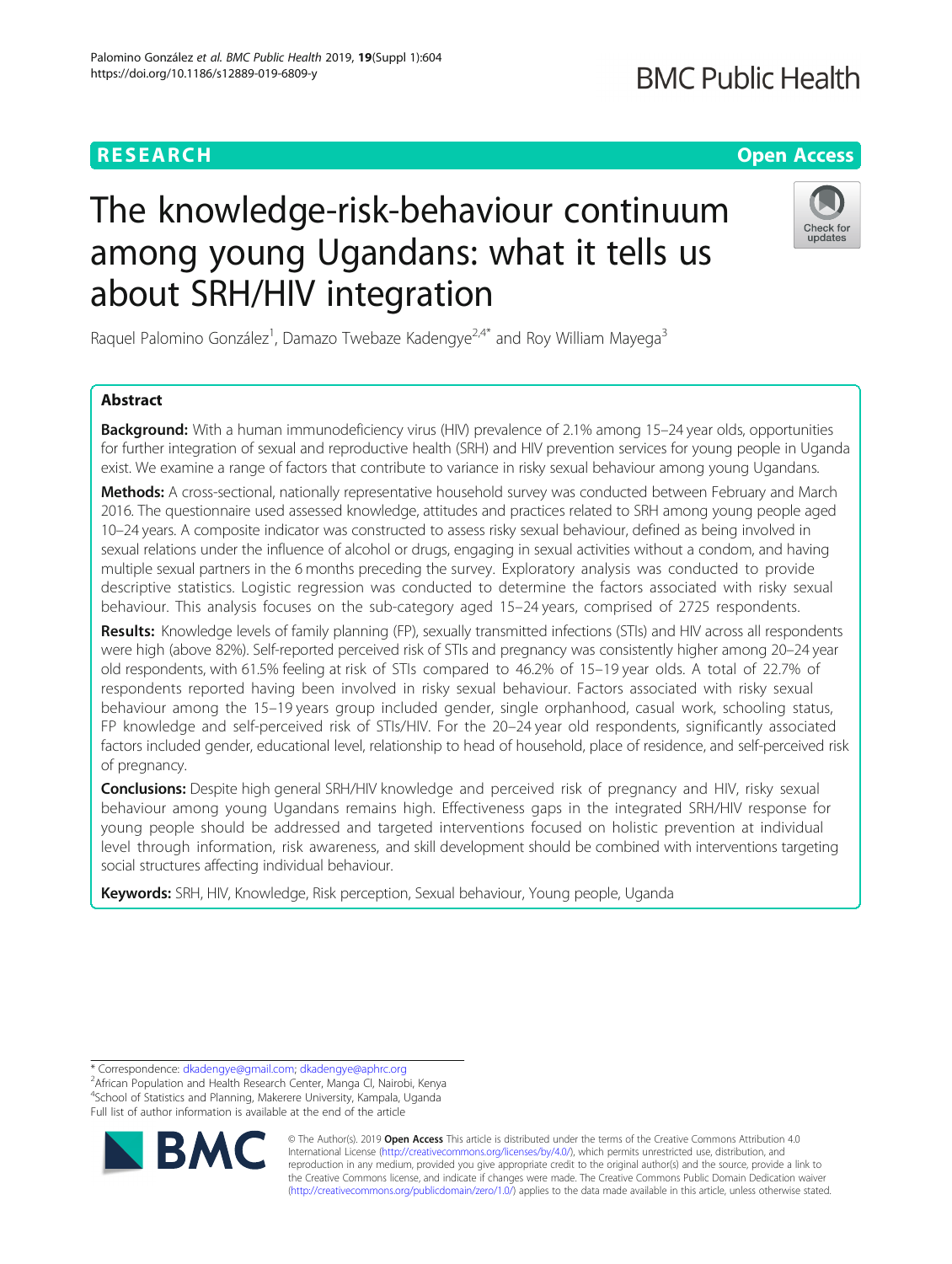# The knowledge-risk-behaviour continuum among young Ugandans: what it tells us about SRH/HIV integration

Raquel Palomino González[1], Damazo Twebaze Kadengye[2,4*] and Roy William Mayega[3]

## Abstract

**Background:** With a human immunodeficiency virus (HIV) prevalence of 2.1% among 15–24 year olds, opportunities for further integration of sexual and reproductive health (SRH) and HIV prevention services for young people in Uganda exist. We examine a range of factors that contribute to variance in risky sexual behaviour among young Ugandans.

**Methods:** A cross-sectional, nationally representative household survey was conducted between February and March 2016. The questionnaire used assessed knowledge, attitudes and practices related to SRH among young people aged 10–24 years. A composite indicator was constructed to assess risky sexual behaviour, defined as being involved in sexual relations under the influence of alcohol or drugs, engaging in sexual activities without a condom, and having multiple sexual partners in the 6 months preceding the survey. Exploratory analysis was conducted to provide descriptive statistics. Logistic regression was conducted to determine the factors associated with risky sexual behaviour. This analysis focuses on the sub-category aged 15–24 years, comprised of 2725 respondents.

**Results:** Knowledge levels of family planning (FP), sexually transmitted infections (STIs) and HIV across all respondents were high (above 82%). Self-reported perceived risk of STIs and pregnancy was consistently higher among 20–24 year old respondents, with 61.5% feeling at risk of STIs compared to 46.2% of 15–19 year olds. A total of 22.7% of respondents reported having been involved in risky sexual behaviour. Factors associated with risky sexual behaviour among the 15–19 years group included gender, single orphanhood, casual work, schooling status, FP knowledge and self-perceived risk of STIs/HIV. For the 20–24 year old respondents, significantly associated factors included gender, educational level, relationship to head of household, place of residence, and self-perceived risk of pregnancy.

**Conclusions:** Despite high general SRH/HIV knowledge and perceived risk of pregnancy and HIV, risky sexual behaviour among young Ugandans remains high. Effectiveness gaps in the integrated SRH/HIV response for young people should be addressed and targeted interventions focused on holistic prevention at individual level through information, risk awareness, and skill development should be combined with interventions targeting social structures affecting individual behaviour.

**Keywords:** SRH, HIV, Knowledge, Risk perception, Sexual behaviour, Young people, Uganda

---

\* Correspondence: dkadengye@gmail.com; dkadengye@aphrc.org
[2]African Population and Health Research Center, Manga Cl, Nairobi, Kenya
[4]School of Statistics and Planning, Makerere University, Kampala, Uganda
Full list of author information is available at the end of the article

© The Author(s). 2019 **Open Access** This article is distributed under the terms of the Creative Commons Attribution 4.0 International License (http://creativecommons.org/licenses/by/4.0/), which permits unrestricted use, distribution, and reproduction in any medium, provided you give appropriate credit to the original author(s) and the source, provide a link to the Creative Commons license, and indicate if changes were made. The Creative Commons Public Domain Dedication waiver (http://creativecommons.org/publicdomain/zero/1.0/) applies to the data made available in this article, unless otherwise stated.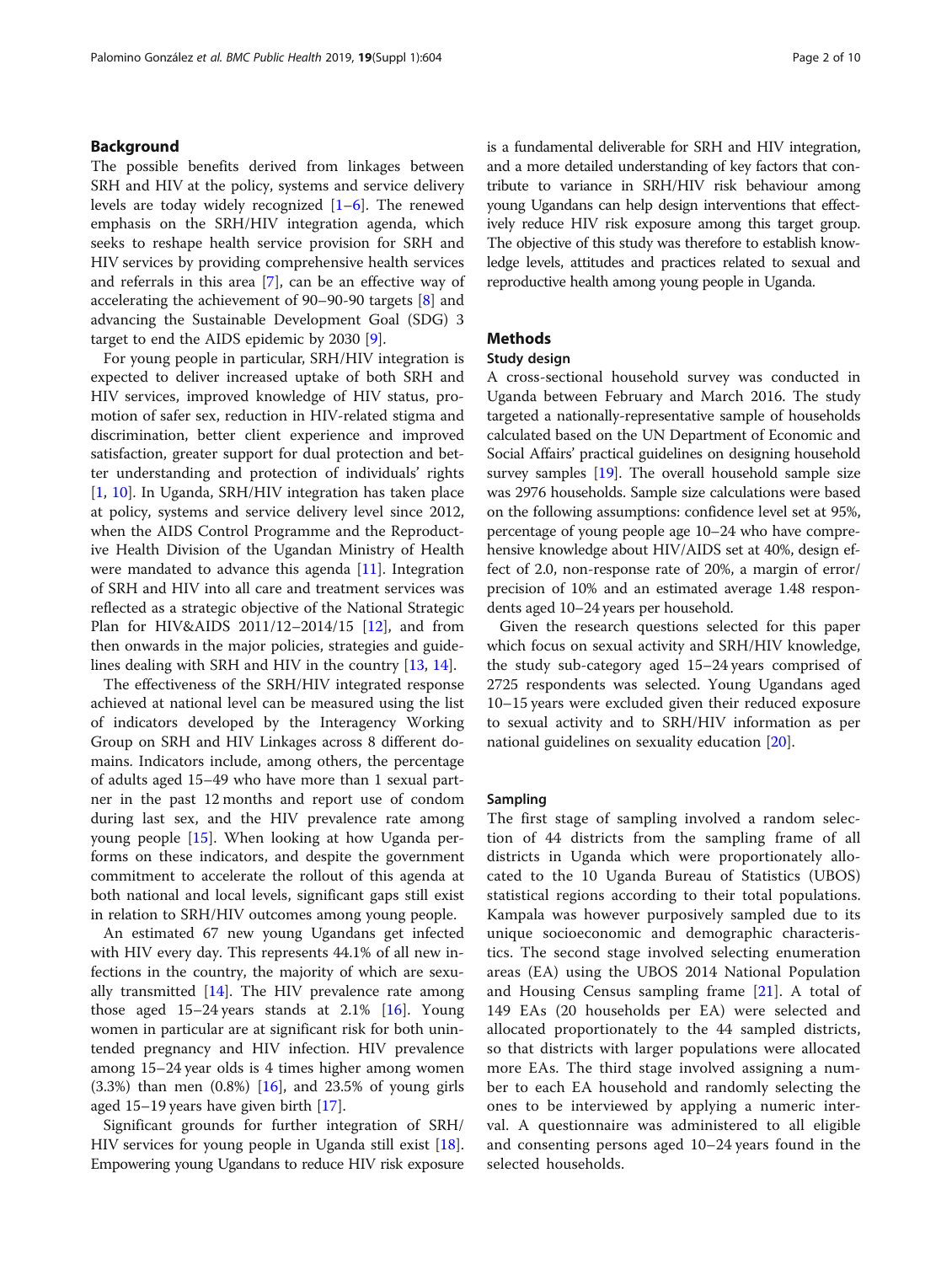## Background

The possible benefits derived from linkages between SRH and HIV at the policy, systems and service delivery levels are today widely recognized [1–6]. The renewed emphasis on the SRH/HIV integration agenda, which seeks to reshape health service provision for SRH and HIV services by providing comprehensive health services and referrals in this area [7], can be an effective way of accelerating the achievement of 90–90-90 targets [8] and advancing the Sustainable Development Goal (SDG) 3 target to end the AIDS epidemic by 2030 [9].

For young people in particular, SRH/HIV integration is expected to deliver increased uptake of both SRH and HIV services, improved knowledge of HIV status, promotion of safer sex, reduction in HIV-related stigma and discrimination, better client experience and improved satisfaction, greater support for dual protection and better understanding and protection of individuals' rights [1, 10]. In Uganda, SRH/HIV integration has taken place at policy, systems and service delivery level since 2012, when the AIDS Control Programme and the Reproductive Health Division of the Ugandan Ministry of Health were mandated to advance this agenda [11]. Integration of SRH and HIV into all care and treatment services was reflected as a strategic objective of the National Strategic Plan for HIV&AIDS 2011/12–2014/15 [12], and from then onwards in the major policies, strategies and guidelines dealing with SRH and HIV in the country [13, 14].

The effectiveness of the SRH/HIV integrated response achieved at national level can be measured using the list of indicators developed by the Interagency Working Group on SRH and HIV Linkages across 8 different domains. Indicators include, among others, the percentage of adults aged 15–49 who have more than 1 sexual partner in the past 12 months and report use of condom during last sex, and the HIV prevalence rate among young people [15]. When looking at how Uganda performs on these indicators, and despite the government commitment to accelerate the rollout of this agenda at both national and local levels, significant gaps still exist in relation to SRH/HIV outcomes among young people.

An estimated 67 new young Ugandans get infected with HIV every day. This represents 44.1% of all new infections in the country, the majority of which are sexually transmitted [14]. The HIV prevalence rate among those aged 15–24 years stands at 2.1% [16]. Young women in particular are at significant risk for both unintended pregnancy and HIV infection. HIV prevalence among 15–24 year olds is 4 times higher among women (3.3%) than men (0.8%) [16], and 23.5% of young girls aged 15–19 years have given birth [17].

Significant grounds for further integration of SRH/HIV services for young people in Uganda still exist [18]. Empowering young Ugandans to reduce HIV risk exposure is a fundamental deliverable for SRH and HIV integration, and a more detailed understanding of key factors that contribute to variance in SRH/HIV risk behaviour among young Ugandans can help design interventions that effectively reduce HIV risk exposure among this target group. The objective of this study was therefore to establish knowledge levels, attitudes and practices related to sexual and reproductive health among young people in Uganda.

## Methods

### Study design

A cross-sectional household survey was conducted in Uganda between February and March 2016. The study targeted a nationally-representative sample of households calculated based on the UN Department of Economic and Social Affairs' practical guidelines on designing household survey samples [19]. The overall household sample size was 2976 households. Sample size calculations were based on the following assumptions: confidence level set at 95%, percentage of young people age 10–24 who have comprehensive knowledge about HIV/AIDS set at 40%, design effect of 2.0, non-response rate of 20%, a margin of error/precision of 10% and an estimated average 1.48 respondents aged 10–24 years per household.

Given the research questions selected for this paper which focus on sexual activity and SRH/HIV knowledge, the study sub-category aged 15–24 years comprised of 2725 respondents was selected. Young Ugandans aged 10–15 years were excluded given their reduced exposure to sexual activity and to SRH/HIV information as per national guidelines on sexuality education [20].

### Sampling

The first stage of sampling involved a random selection of 44 districts from the sampling frame of all districts in Uganda which were proportionately allocated to the 10 Uganda Bureau of Statistics (UBOS) statistical regions according to their total populations. Kampala was however purposively sampled due to its unique socioeconomic and demographic characteristics. The second stage involved selecting enumeration areas (EA) using the UBOS 2014 National Population and Housing Census sampling frame [21]. A total of 149 EAs (20 households per EA) were selected and allocated proportionately to the 44 sampled districts, so that districts with larger populations were allocated more EAs. The third stage involved assigning a number to each EA household and randomly selecting the ones to be interviewed by applying a numeric interval. A questionnaire was administered to all eligible and consenting persons aged 10–24 years found in the selected households.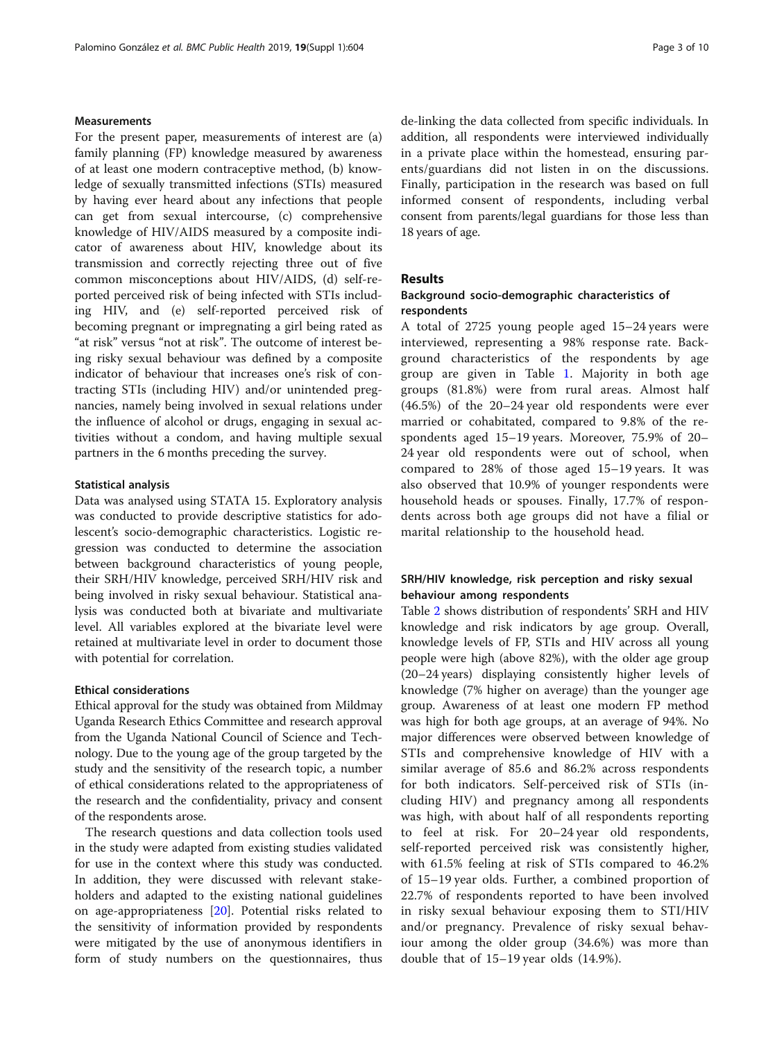### Measurements

For the present paper, measurements of interest are (a) family planning (FP) knowledge measured by awareness of at least one modern contraceptive method, (b) knowledge of sexually transmitted infections (STIs) measured by having ever heard about any infections that people can get from sexual intercourse, (c) comprehensive knowledge of HIV/AIDS measured by a composite indicator of awareness about HIV, knowledge about its transmission and correctly rejecting three out of five common misconceptions about HIV/AIDS, (d) self-reported perceived risk of being infected with STIs including HIV, and (e) self-reported perceived risk of becoming pregnant or impregnating a girl being rated as "at risk" versus "not at risk". The outcome of interest being risky sexual behaviour was defined by a composite indicator of behaviour that increases one's risk of contracting STIs (including HIV) and/or unintended pregnancies, namely being involved in sexual relations under the influence of alcohol or drugs, engaging in sexual activities without a condom, and having multiple sexual partners in the 6 months preceding the survey.

### Statistical analysis

Data was analysed using STATA 15. Exploratory analysis was conducted to provide descriptive statistics for adolescent's socio-demographic characteristics. Logistic regression was conducted to determine the association between background characteristics of young people, their SRH/HIV knowledge, perceived SRH/HIV risk and being involved in risky sexual behaviour. Statistical analysis was conducted both at bivariate and multivariate level. All variables explored at the bivariate level were retained at multivariate level in order to document those with potential for correlation.

### Ethical considerations

Ethical approval for the study was obtained from Mildmay Uganda Research Ethics Committee and research approval from the Uganda National Council of Science and Technology. Due to the young age of the group targeted by the study and the sensitivity of the research topic, a number of ethical considerations related to the appropriateness of the research and the confidentiality, privacy and consent of the respondents arose.

The research questions and data collection tools used in the study were adapted from existing studies validated for use in the context where this study was conducted. In addition, they were discussed with relevant stakeholders and adapted to the existing national guidelines on age-appropriateness [20]. Potential risks related to the sensitivity of information provided by respondents were mitigated by the use of anonymous identifiers in form of study numbers on the questionnaires, thus de-linking the data collected from specific individuals. In addition, all respondents were interviewed individually in a private place within the homestead, ensuring parents/guardians did not listen in on the discussions. Finally, participation in the research was based on full informed consent of respondents, including verbal consent from parents/legal guardians for those less than 18 years of age.

## Results

### Background socio-demographic characteristics of respondents

A total of 2725 young people aged 15–24 years were interviewed, representing a 98% response rate. Background characteristics of the respondents by age group are given in Table 1. Majority in both age groups (81.8%) were from rural areas. Almost half (46.5%) of the 20–24 year old respondents were ever married or cohabitated, compared to 9.8% of the respondents aged 15–19 years. Moreover, 75.9% of 20–24 year old respondents were out of school, when compared to 28% of those aged 15–19 years. It was also observed that 10.9% of younger respondents were household heads or spouses. Finally, 17.7% of respondents across both age groups did not have a filial or marital relationship to the household head.

### SRH/HIV knowledge, risk perception and risky sexual behaviour among respondents

Table 2 shows distribution of respondents' SRH and HIV knowledge and risk indicators by age group. Overall, knowledge levels of FP, STIs and HIV across all young people were high (above 82%), with the older age group (20–24 years) displaying consistently higher levels of knowledge (7% higher on average) than the younger age group. Awareness of at least one modern FP method was high for both age groups, at an average of 94%. No major differences were observed between knowledge of STIs and comprehensive knowledge of HIV with a similar average of 85.6 and 86.2% across respondents for both indicators. Self-perceived risk of STIs (including HIV) and pregnancy among all respondents was high, with about half of all respondents reporting to feel at risk. For 20–24 year old respondents, self-reported perceived risk was consistently higher, with 61.5% feeling at risk of STIs compared to 46.2% of 15–19 year olds. Further, a combined proportion of 22.7% of respondents reported to have been involved in risky sexual behaviour exposing them to STI/HIV and/or pregnancy. Prevalence of risky sexual behaviour among the older group (34.6%) was more than double that of 15–19 year olds (14.9%).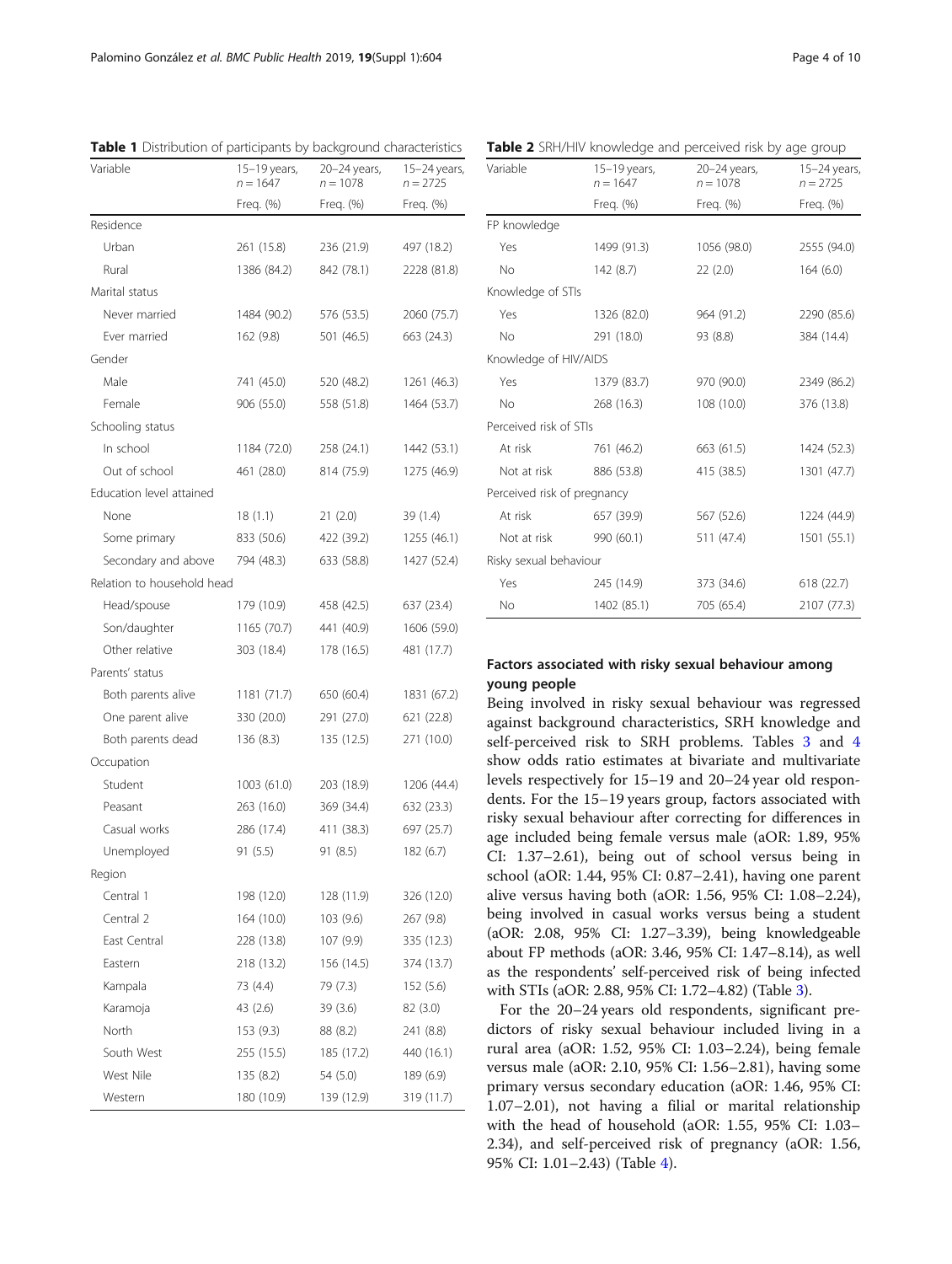**Table 1** Distribution of participants by background characteristics

| Variable | 15–19 years, n = 1647 | 20–24 years, n = 1078 | 15–24 years, n = 2725 |
|---|---|---|---|
| | Freq. (%) | Freq. (%) | Freq. (%) |
| Residence | | | |
| Urban | 261 (15.8) | 236 (21.9) | 497 (18.2) |
| Rural | 1386 (84.2) | 842 (78.1) | 2228 (81.8) |
| Marital status | | | |
| Never married | 1484 (90.2) | 576 (53.5) | 2060 (75.7) |
| Ever married | 162 (9.8) | 501 (46.5) | 663 (24.3) |
| Gender | | | |
| Male | 741 (45.0) | 520 (48.2) | 1261 (46.3) |
| Female | 906 (55.0) | 558 (51.8) | 1464 (53.7) |
| Schooling status | | | |
| In school | 1184 (72.0) | 258 (24.1) | 1442 (53.1) |
| Out of school | 461 (28.0) | 814 (75.9) | 1275 (46.9) |
| Education level attained | | | |
| None | 18 (1.1) | 21 (2.0) | 39 (1.4) |
| Some primary | 833 (50.6) | 422 (39.2) | 1255 (46.1) |
| Secondary and above | 794 (48.3) | 633 (58.8) | 1427 (52.4) |
| Relation to household head | | | |
| Head/spouse | 179 (10.9) | 458 (42.5) | 637 (23.4) |
| Son/daughter | 1165 (70.7) | 441 (40.9) | 1606 (59.0) |
| Other relative | 303 (18.4) | 178 (16.5) | 481 (17.7) |
| Parents' status | | | |
| Both parents alive | 1181 (71.7) | 650 (60.4) | 1831 (67.2) |
| One parent alive | 330 (20.0) | 291 (27.0) | 621 (22.8) |
| Both parents dead | 136 (8.3) | 135 (12.5) | 271 (10.0) |
| Occupation | | | |
| Student | 1003 (61.0) | 203 (18.9) | 1206 (44.4) |
| Peasant | 263 (16.0) | 369 (34.4) | 632 (23.3) |
| Casual works | 286 (17.4) | 411 (38.3) | 697 (25.7) |
| Unemployed | 91 (5.5) | 91 (8.5) | 182 (6.7) |
| Region | | | |
| Central 1 | 198 (12.0) | 128 (11.9) | 326 (12.0) |
| Central 2 | 164 (10.0) | 103 (9.6) | 267 (9.8) |
| East Central | 228 (13.8) | 107 (9.9) | 335 (12.3) |
| Eastern | 218 (13.2) | 156 (14.5) | 374 (13.7) |
| Kampala | 73 (4.4) | 79 (7.3) | 152 (5.6) |
| Karamoja | 43 (2.6) | 39 (3.6) | 82 (3.0) |
| North | 153 (9.3) | 88 (8.2) | 241 (8.8) |
| South West | 255 (15.5) | 185 (17.2) | 440 (16.1) |
| West Nile | 135 (8.2) | 54 (5.0) | 189 (6.9) |
| Western | 180 (10.9) | 139 (12.9) | 319 (11.7) |

**Table 2** SRH/HIV knowledge and perceived risk by age group

| Variable | 15–19 years, n = 1647 | 20–24 years, n = 1078 | 15–24 years, n = 2725 |
|---|---|---|---|
| | Freq. (%) | Freq. (%) | Freq. (%) |
| FP knowledge | | | |
| Yes | 1499 (91.3) | 1056 (98.0) | 2555 (94.0) |
| No | 142 (8.7) | 22 (2.0) | 164 (6.0) |
| Knowledge of STIs | | | |
| Yes | 1326 (82.0) | 964 (91.2) | 2290 (85.6) |
| No | 291 (18.0) | 93 (8.8) | 384 (14.4) |
| Knowledge of HIV/AIDS | | | |
| Yes | 1379 (83.7) | 970 (90.0) | 2349 (86.2) |
| No | 268 (16.3) | 108 (10.0) | 376 (13.8) |
| Perceived risk of STIs | | | |
| At risk | 761 (46.2) | 663 (61.5) | 1424 (52.3) |
| Not at risk | 886 (53.8) | 415 (38.5) | 1301 (47.7) |
| Perceived risk of pregnancy | | | |
| At risk | 657 (39.9) | 567 (52.6) | 1224 (44.9) |
| Not at risk | 990 (60.1) | 511 (47.4) | 1501 (55.1) |
| Risky sexual behaviour | | | |
| Yes | 245 (14.9) | 373 (34.6) | 618 (22.7) |
| No | 1402 (85.1) | 705 (65.4) | 2107 (77.3) |

### Factors associated with risky sexual behaviour among young people

Being involved in risky sexual behaviour was regressed against background characteristics, SRH knowledge and self-perceived risk to SRH problems. Tables 3 and 4 show odds ratio estimates at bivariate and multivariate levels respectively for 15–19 and 20–24 year old respondents. For the 15–19 years group, factors associated with risky sexual behaviour after correcting for differences in age included being female versus male (aOR: 1.89, 95% CI: 1.37–2.61), being out of school versus being in school (aOR: 1.44, 95% CI: 0.87–2.41), having one parent alive versus having both (aOR: 1.56, 95% CI: 1.08–2.24), being involved in casual works versus being a student (aOR: 2.08, 95% CI: 1.27–3.39), being knowledgeable about FP methods (aOR: 3.46, 95% CI: 1.47–8.14), as well as the respondents' self-perceived risk of being infected with STIs (aOR: 2.88, 95% CI: 1.72–4.82) (Table 3).

For the 20–24 years old respondents, significant predictors of risky sexual behaviour included living in a rural area (aOR: 1.52, 95% CI: 1.03–2.24), being female versus male (aOR: 2.10, 95% CI: 1.56–2.81), having some primary versus secondary education (aOR: 1.46, 95% CI: 1.07–2.01), not having a filial or marital relationship with the head of household (aOR: 1.55, 95% CI: 1.03–2.34), and self-perceived risk of pregnancy (aOR: 1.56, 95% CI: 1.01–2.43) (Table 4).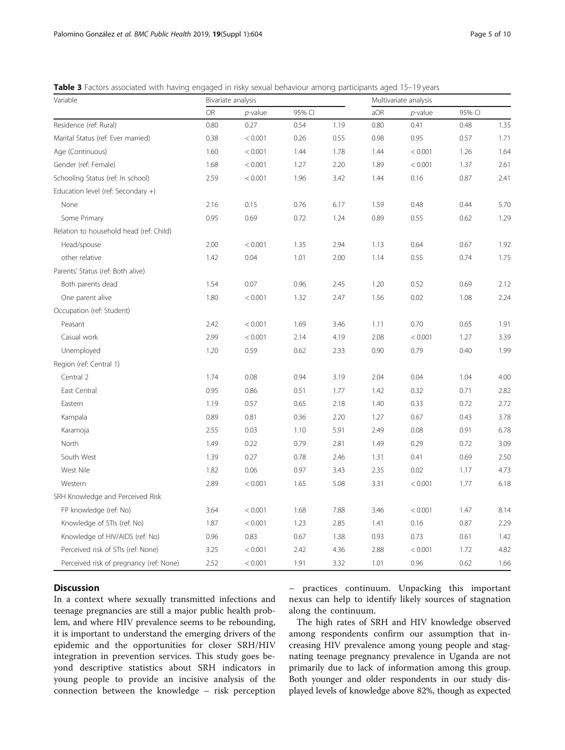**Table 3** Factors associated with having engaged in risky sexual behaviour among participants aged 15–19 years

| Variable | Bivariate analysis | | | | Multivariate analysis | | | |
|---|---|---|---|---|---|---|---|---|
| | OR | *p*-value | 95% CI | | aOR | *p*-value | 95% CI | |
| Residence (ref: Rural) | 0.80 | 0.27 | 0.54 | 1.19 | 0.80 | 0.41 | 0.48 | 1.35 |
| Marital Status (ref: Ever married) | 0.38 | < 0.001 | 0.26 | 0.55 | 0.98 | 0.95 | 0.57 | 1.71 |
| Age (Continuous) | 1.60 | < 0.001 | 1.44 | 1.78 | 1.44 | < 0.001 | 1.26 | 1.64 |
| Gender (ref: Female) | 1.68 | < 0.001 | 1.27 | 2.20 | 1.89 | < 0.001 | 1.37 | 2.61 |
| Schooling Status (ref: In school) | 2.59 | < 0.001 | 1.96 | 3.42 | 1.44 | 0.16 | 0.87 | 2.41 |
| Education level (ref: Secondary +) | | | | | | | | |
| None | 2.16 | 0.15 | 0.76 | 6.17 | 1.59 | 0.48 | 0.44 | 5.70 |
| Some Primary | 0.95 | 0.69 | 0.72 | 1.24 | 0.89 | 0.55 | 0.62 | 1.29 |
| Relation to household head (ref: Child) | | | | | | | | |
| Head/spouse | 2.00 | < 0.001 | 1.35 | 2.94 | 1.13 | 0.64 | 0.67 | 1.92 |
| other relative | 1.42 | 0.04 | 1.01 | 2.00 | 1.14 | 0.55 | 0.74 | 1.75 |
| Parents' Status (ref: Both alive) | | | | | | | | |
| Both parents dead | 1.54 | 0.07 | 0.96 | 2.45 | 1.20 | 0.52 | 0.69 | 2.12 |
| One parent alive | 1.80 | < 0.001 | 1.32 | 2.47 | 1.56 | 0.02 | 1.08 | 2.24 |
| Occupation (ref: Student) | | | | | | | | |
| Peasant | 2.42 | < 0.001 | 1.69 | 3.46 | 1.11 | 0.70 | 0.65 | 1.91 |
| Casual work | 2.99 | < 0.001 | 2.14 | 4.19 | 2.08 | < 0.001 | 1.27 | 3.39 |
| Unemployed | 1.20 | 0.59 | 0.62 | 2.33 | 0.90 | 0.79 | 0.40 | 1.99 |
| Region (ref: Central 1) | | | | | | | | |
| Central 2 | 1.74 | 0.08 | 0.94 | 3.19 | 2.04 | 0.04 | 1.04 | 4.00 |
| East Central | 0.95 | 0.86 | 0.51 | 1.77 | 1.42 | 0.32 | 0.71 | 2.82 |
| Eastern | 1.19 | 0.57 | 0.65 | 2.18 | 1.40 | 0.33 | 0.72 | 2.72 |
| Kampala | 0.89 | 0.81 | 0.36 | 2.20 | 1.27 | 0.67 | 0.43 | 3.78 |
| Karamoja | 2.55 | 0.03 | 1.10 | 5.91 | 2.49 | 0.08 | 0.91 | 6.78 |
| North | 1.49 | 0.22 | 0.79 | 2.81 | 1.49 | 0.29 | 0.72 | 3.09 |
| South West | 1.39 | 0.27 | 0.78 | 2.46 | 1.31 | 0.41 | 0.69 | 2.50 |
| West Nile | 1.82 | 0.06 | 0.97 | 3.43 | 2.35 | 0.02 | 1.17 | 4.73 |
| Western | 2.89 | < 0.001 | 1.65 | 5.08 | 3.31 | < 0.001 | 1.77 | 6.18 |
| SRH Knowledge and Perceived Risk | | | | | | | | |
| FP knowledge (ref: No) | 3.64 | < 0.001 | 1.68 | 7.88 | 3.46 | < 0.001 | 1.47 | 8.14 |
| Knowledge of STIs (ref: No) | 1.87 | < 0.001 | 1.23 | 2.85 | 1.41 | 0.16 | 0.87 | 2.29 |
| Knowledge of HIV/AIDS (ref: No) | 0.96 | 0.83 | 0.67 | 1.38 | 0.93 | 0.73 | 0.61 | 1.42 |
| Perceived risk of STIs (ref: None) | 3.25 | < 0.001 | 2.42 | 4.36 | 2.88 | < 0.001 | 1.72 | 4.82 |
| Perceived risk of pregnancy (ref: None) | 2.52 | < 0.001 | 1.91 | 3.32 | 1.01 | 0.96 | 0.62 | 1.66 |

## Discussion

In a context where sexually transmitted infections and teenage pregnancies are still a major public health problem, and where HIV prevalence seems to be rebounding, it is important to understand the emerging drivers of the epidemic and the opportunities for closer SRH/HIV integration in prevention services. This study goes beyond descriptive statistics about SRH indicators in young people to provide an incisive analysis of the connection between the knowledge – risk perception – practices continuum. Unpacking this important nexus can help to identify likely sources of stagnation along the continuum.

The high rates of SRH and HIV knowledge observed among respondents confirm our assumption that increasing HIV prevalence among young people and stagnating teenage pregnancy prevalence in Uganda are not primarily due to lack of information among this group. Both younger and older respondents in our study displayed levels of knowledge above 82%, though as expected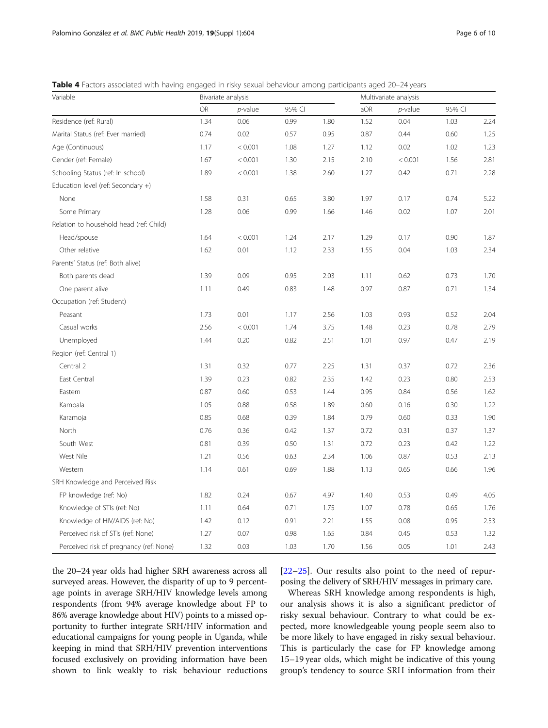**Table 4** Factors associated with having engaged in risky sexual behaviour among participants aged 20–24 years

| Variable | Bivariate analysis | | | | Multivariate analysis | | | |
|---|---|---|---|---|---|---|---|---|
| | OR | *p*-value | 95% CI | | aOR | *p*-value | 95% CI | |
| Residence (ref: Rural) | 1.34 | 0.06 | 0.99 | 1.80 | 1.52 | 0.04 | 1.03 | 2.24 |
| Marital Status (ref: Ever married) | 0.74 | 0.02 | 0.57 | 0.95 | 0.87 | 0.44 | 0.60 | 1.25 |
| Age (Continuous) | 1.17 | < 0.001 | 1.08 | 1.27 | 1.12 | 0.02 | 1.02 | 1.23 |
| Gender (ref: Female) | 1.67 | < 0.001 | 1.30 | 2.15 | 2.10 | < 0.001 | 1.56 | 2.81 |
| Schooling Status (ref: In school) | 1.89 | < 0.001 | 1.38 | 2.60 | 1.27 | 0.42 | 0.71 | 2.28 |
| Education level (ref: Secondary +) | | | | | | | | |
| None | 1.58 | 0.31 | 0.65 | 3.80 | 1.97 | 0.17 | 0.74 | 5.22 |
| Some Primary | 1.28 | 0.06 | 0.99 | 1.66 | 1.46 | 0.02 | 1.07 | 2.01 |
| Relation to household head (ref: Child) | | | | | | | | |
| Head/spouse | 1.64 | < 0.001 | 1.24 | 2.17 | 1.29 | 0.17 | 0.90 | 1.87 |
| Other relative | 1.62 | 0.01 | 1.12 | 2.33 | 1.55 | 0.04 | 1.03 | 2.34 |
| Parents' Status (ref: Both alive) | | | | | | | | |
| Both parents dead | 1.39 | 0.09 | 0.95 | 2.03 | 1.11 | 0.62 | 0.73 | 1.70 |
| One parent alive | 1.11 | 0.49 | 0.83 | 1.48 | 0.97 | 0.87 | 0.71 | 1.34 |
| Occupation (ref: Student) | | | | | | | | |
| Peasant | 1.73 | 0.01 | 1.17 | 2.56 | 1.03 | 0.93 | 0.52 | 2.04 |
| Casual works | 2.56 | < 0.001 | 1.74 | 3.75 | 1.48 | 0.23 | 0.78 | 2.79 |
| Unemployed | 1.44 | 0.20 | 0.82 | 2.51 | 1.01 | 0.97 | 0.47 | 2.19 |
| Region (ref: Central 1) | | | | | | | | |
| Central 2 | 1.31 | 0.32 | 0.77 | 2.25 | 1.31 | 0.37 | 0.72 | 2.36 |
| East Central | 1.39 | 0.23 | 0.82 | 2.35 | 1.42 | 0.23 | 0.80 | 2.53 |
| Eastern | 0.87 | 0.60 | 0.53 | 1.44 | 0.95 | 0.84 | 0.56 | 1.62 |
| Kampala | 1.05 | 0.88 | 0.58 | 1.89 | 0.60 | 0.16 | 0.30 | 1.22 |
| Karamoja | 0.85 | 0.68 | 0.39 | 1.84 | 0.79 | 0.60 | 0.33 | 1.90 |
| North | 0.76 | 0.36 | 0.42 | 1.37 | 0.72 | 0.31 | 0.37 | 1.37 |
| South West | 0.81 | 0.39 | 0.50 | 1.31 | 0.72 | 0.23 | 0.42 | 1.22 |
| West Nile | 1.21 | 0.56 | 0.63 | 2.34 | 1.06 | 0.87 | 0.53 | 2.13 |
| Western | 1.14 | 0.61 | 0.69 | 1.88 | 1.13 | 0.65 | 0.66 | 1.96 |
| SRH Knowledge and Perceived Risk | | | | | | | | |
| FP knowledge (ref: No) | 1.82 | 0.24 | 0.67 | 4.97 | 1.40 | 0.53 | 0.49 | 4.05 |
| Knowledge of STIs (ref: No) | 1.11 | 0.64 | 0.71 | 1.75 | 1.07 | 0.78 | 0.65 | 1.76 |
| Knowledge of HIV/AIDS (ref: No) | 1.42 | 0.12 | 0.91 | 2.21 | 1.55 | 0.08 | 0.95 | 2.53 |
| Perceived risk of STIs (ref: None) | 1.27 | 0.07 | 0.98 | 1.65 | 0.84 | 0.45 | 0.53 | 1.32 |
| Perceived risk of pregnancy (ref: None) | 1.32 | 0.03 | 1.03 | 1.70 | 1.56 | 0.05 | 1.01 | 2.43 |

the 20–24 year olds had higher SRH awareness across all surveyed areas. However, the disparity of up to 9 percentage points in average SRH/HIV knowledge levels among respondents (from 94% average knowledge about FP to 86% average knowledge about HIV) points to a missed opportunity to further integrate SRH/HIV information and educational campaigns for young people in Uganda, while keeping in mind that SRH/HIV prevention interventions focused exclusively on providing information have been shown to link weakly to risk behaviour reductions [22–25]. Our results also point to the need of repurposing the delivery of SRH/HIV messages in primary care.

Whereas SRH knowledge among respondents is high, our analysis shows it is also a significant predictor of risky sexual behaviour. Contrary to what could be expected, more knowledgeable young people seem also to be more likely to have engaged in risky sexual behaviour. This is particularly the case for FP knowledge among 15–19 year olds, which might be indicative of this young group's tendency to source SRH information from their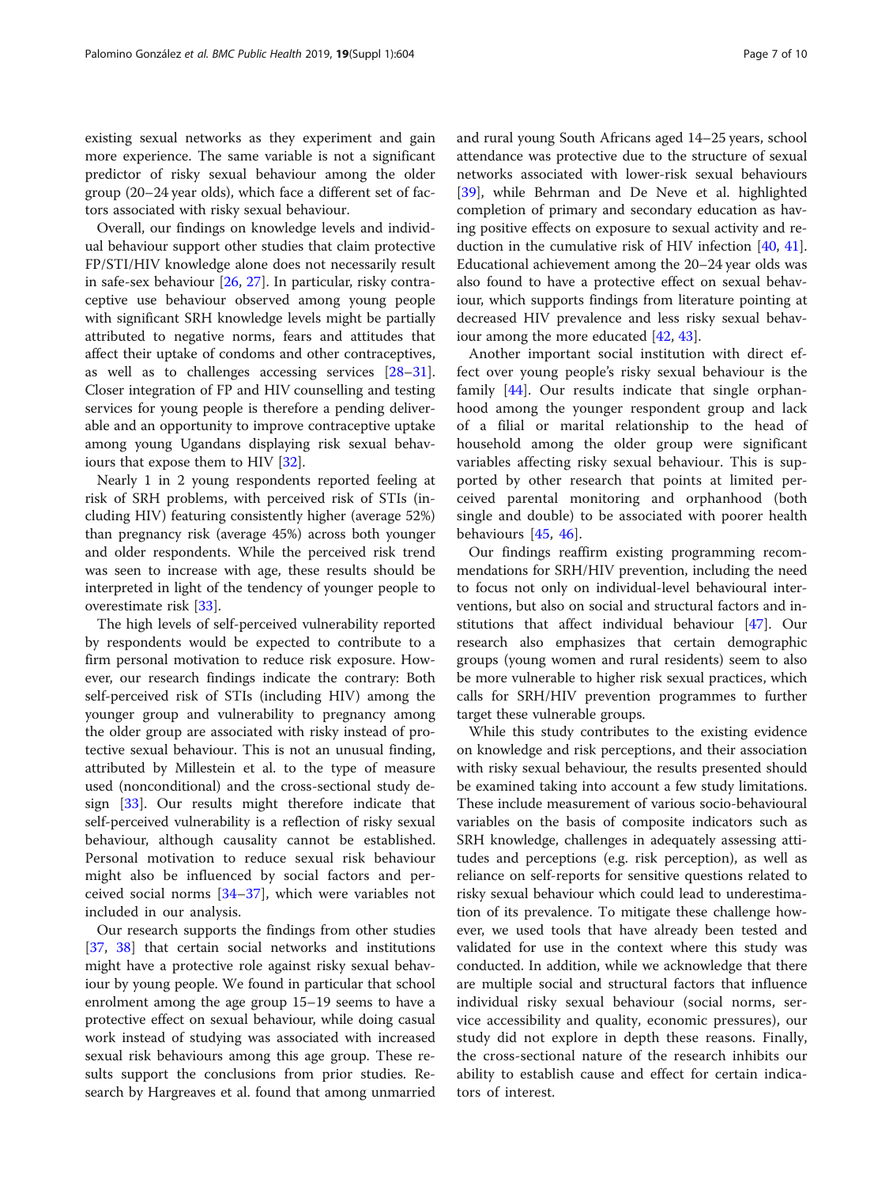existing sexual networks as they experiment and gain more experience. The same variable is not a significant predictor of risky sexual behaviour among the older group (20–24 year olds), which face a different set of factors associated with risky sexual behaviour.

Overall, our findings on knowledge levels and individual behaviour support other studies that claim protective FP/STI/HIV knowledge alone does not necessarily result in safe-sex behaviour [26, 27]. In particular, risky contraceptive use behaviour observed among young people with significant SRH knowledge levels might be partially attributed to negative norms, fears and attitudes that affect their uptake of condoms and other contraceptives, as well as to challenges accessing services [28–31]. Closer integration of FP and HIV counselling and testing services for young people is therefore a pending deliverable and an opportunity to improve contraceptive uptake among young Ugandans displaying risk sexual behaviours that expose them to HIV [32].

Nearly 1 in 2 young respondents reported feeling at risk of SRH problems, with perceived risk of STIs (including HIV) featuring consistently higher (average 52%) than pregnancy risk (average 45%) across both younger and older respondents. While the perceived risk trend was seen to increase with age, these results should be interpreted in light of the tendency of younger people to overestimate risk [33].

The high levels of self-perceived vulnerability reported by respondents would be expected to contribute to a firm personal motivation to reduce risk exposure. However, our research findings indicate the contrary: Both self-perceived risk of STIs (including HIV) among the younger group and vulnerability to pregnancy among the older group are associated with risky instead of protective sexual behaviour. This is not an unusual finding, attributed by Millestein et al. to the type of measure used (nonconditional) and the cross-sectional study design [33]. Our results might therefore indicate that self-perceived vulnerability is a reflection of risky sexual behaviour, although causality cannot be established. Personal motivation to reduce sexual risk behaviour might also be influenced by social factors and perceived social norms [34–37], which were variables not included in our analysis.

Our research supports the findings from other studies [37, 38] that certain social networks and institutions might have a protective role against risky sexual behaviour by young people. We found in particular that school enrolment among the age group 15–19 seems to have a protective effect on sexual behaviour, while doing casual work instead of studying was associated with increased sexual risk behaviours among this age group. These results support the conclusions from prior studies. Research by Hargreaves et al. found that among unmarried and rural young South Africans aged 14–25 years, school attendance was protective due to the structure of sexual networks associated with lower-risk sexual behaviours [39], while Behrman and De Neve et al. highlighted completion of primary and secondary education as having positive effects on exposure to sexual activity and reduction in the cumulative risk of HIV infection [40, 41]. Educational achievement among the 20–24 year olds was also found to have a protective effect on sexual behaviour, which supports findings from literature pointing at decreased HIV prevalence and less risky sexual behaviour among the more educated [42, 43].

Another important social institution with direct effect over young people's risky sexual behaviour is the family [44]. Our results indicate that single orphanhood among the younger respondent group and lack of a filial or marital relationship to the head of household among the older group were significant variables affecting risky sexual behaviour. This is supported by other research that points at limited perceived parental monitoring and orphanhood (both single and double) to be associated with poorer health behaviours [45, 46].

Our findings reaffirm existing programming recommendations for SRH/HIV prevention, including the need to focus not only on individual-level behavioural interventions, but also on social and structural factors and institutions that affect individual behaviour [47]. Our research also emphasizes that certain demographic groups (young women and rural residents) seem to also be more vulnerable to higher risk sexual practices, which calls for SRH/HIV prevention programmes to further target these vulnerable groups.

While this study contributes to the existing evidence on knowledge and risk perceptions, and their association with risky sexual behaviour, the results presented should be examined taking into account a few study limitations. These include measurement of various socio-behavioural variables on the basis of composite indicators such as SRH knowledge, challenges in adequately assessing attitudes and perceptions (e.g. risk perception), as well as reliance on self-reports for sensitive questions related to risky sexual behaviour which could lead to underestimation of its prevalence. To mitigate these challenge however, we used tools that have already been tested and validated for use in the context where this study was conducted. In addition, while we acknowledge that there are multiple social and structural factors that influence individual risky sexual behaviour (social norms, service accessibility and quality, economic pressures), our study did not explore in depth these reasons. Finally, the cross-sectional nature of the research inhibits our ability to establish cause and effect for certain indicators of interest.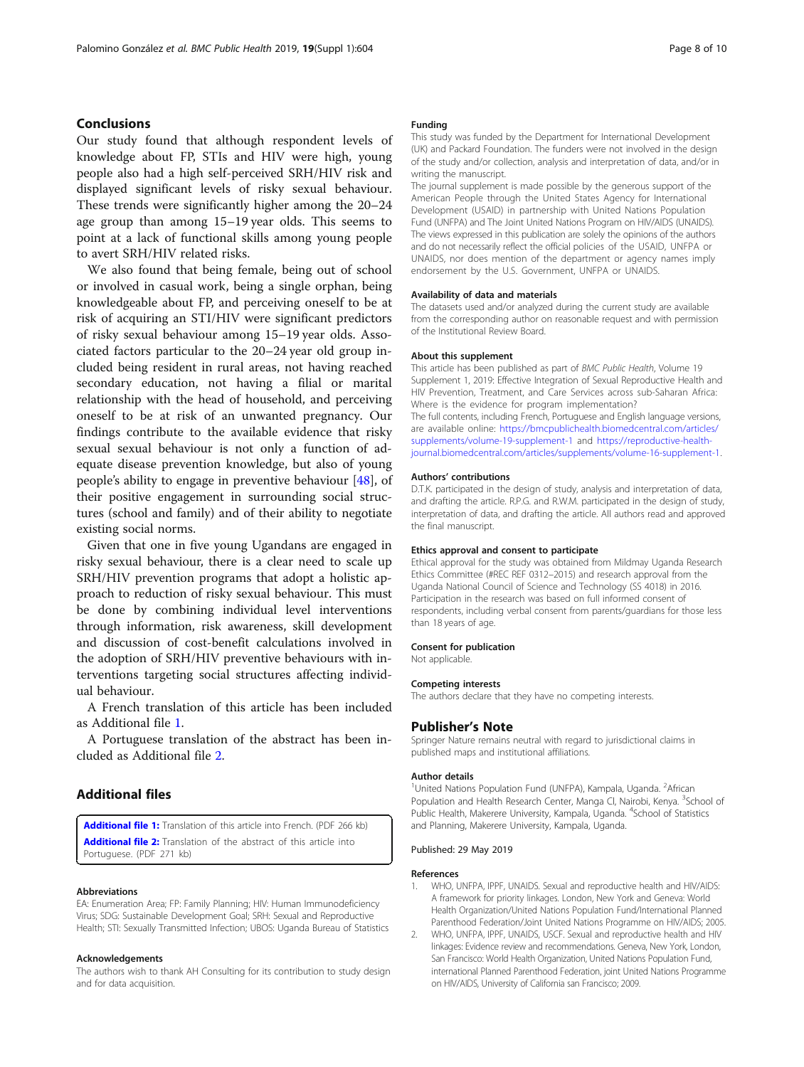## Conclusions

Our study found that although respondent levels of knowledge about FP, STIs and HIV were high, young people also had a high self-perceived SRH/HIV risk and displayed significant levels of risky sexual behaviour. These trends were significantly higher among the 20–24 age group than among 15–19 year olds. This seems to point at a lack of functional skills among young people to avert SRH/HIV related risks.

We also found that being female, being out of school or involved in casual work, being a single orphan, being knowledgeable about FP, and perceiving oneself to be at risk of acquiring an STI/HIV were significant predictors of risky sexual behaviour among 15–19 year olds. Associated factors particular to the 20–24 year old group included being resident in rural areas, not having reached secondary education, not having a filial or marital relationship with the head of household, and perceiving oneself to be at risk of an unwanted pregnancy. Our findings contribute to the available evidence that risky sexual sexual behaviour is not only a function of adequate disease prevention knowledge, but also of young people's ability to engage in preventive behaviour [48], of their positive engagement in surrounding social structures (school and family) and of their ability to negotiate existing social norms.

Given that one in five young Ugandans are engaged in risky sexual behaviour, there is a clear need to scale up SRH/HIV prevention programs that adopt a holistic approach to reduction of risky sexual behaviour. This must be done by combining individual level interventions through information, risk awareness, skill development and discussion of cost-benefit calculations involved in the adoption of SRH/HIV preventive behaviours with interventions targeting social structures affecting individual behaviour.

A French translation of this article has been included as Additional file 1.

A Portuguese translation of the abstract has been included as Additional file 2.

## Additional files

**Additional file 1:** Translation of this article into French. (PDF 266 kb)

**Additional file 2:** Translation of the abstract of this article into Portuguese. (PDF 271 kb)

#### Abbreviations

EA: Enumeration Area; FP: Family Planning; HIV: Human Immunodeficiency Virus; SDG: Sustainable Development Goal; SRH: Sexual and Reproductive Health; STI: Sexually Transmitted Infection; UBOS: Uganda Bureau of Statistics

#### Acknowledgements

The authors wish to thank AH Consulting for its contribution to study design and for data acquisition.

#### Funding

This study was funded by the Department for International Development (UK) and Packard Foundation. The funders were not involved in the design of the study and/or collection, analysis and interpretation of data, and/or in writing the manuscript.

The journal supplement is made possible by the generous support of the American People through the United States Agency for International Development (USAID) in partnership with United Nations Population Fund (UNFPA) and The Joint United Nations Program on HIV/AIDS (UNAIDS). The views expressed in this publication are solely the opinions of the authors and do not necessarily reflect the official policies of the USAID, UNFPA or UNAIDS, nor does mention of the department or agency names imply endorsement by the U.S. Government, UNFPA or UNAIDS.

#### Availability of data and materials

The datasets used and/or analyzed during the current study are available from the corresponding author on reasonable request and with permission of the Institutional Review Board.

#### About this supplement

This article has been published as part of *BMC Public Health*, Volume 19 Supplement 1, 2019: Effective Integration of Sexual Reproductive Health and HIV Prevention, Treatment, and Care Services across sub-Saharan Africa: Where is the evidence for program implementation?

The full contents, including French, Portuguese and English language versions, are available online: https://bmcpublichealth.biomedcentral.com/articles/supplements/volume-19-supplement-1 and https://reproductive-health-journal.biomedcentral.com/articles/supplements/volume-16-supplement-1.

#### Authors' contributions

D.T.K. participated in the design of study, analysis and interpretation of data, and drafting the article. R.P.G. and R.W.M. participated in the design of study, interpretation of data, and drafting the article. All authors read and approved the final manuscript.

#### Ethics approval and consent to participate

Ethical approval for the study was obtained from Mildmay Uganda Research Ethics Committee (#REC REF 0312–2015) and research approval from the Uganda National Council of Science and Technology (SS 4018) in 2016. Participation in the research was based on full informed consent of respondents, including verbal consent from parents/guardians for those less than 18 years of age.

#### Consent for publication

Not applicable.

#### Competing interests

The authors declare that they have no competing interests.

## Publisher's Note

Springer Nature remains neutral with regard to jurisdictional claims in published maps and institutional affiliations.

#### Author details

[1]United Nations Population Fund (UNFPA), Kampala, Uganda. [2]African Population and Health Research Center, Manga Cl, Nairobi, Kenya. [3]School of Public Health, Makerere University, Kampala, Uganda. [4]School of Statistics and Planning, Makerere University, Kampala, Uganda.

Published: 29 May 2019

#### References

1. WHO, UNFPA, IPPF, UNAIDS. Sexual and reproductive health and HIV/AIDS: A framework for priority linkages. London, New York and Geneva: World Health Organization/United Nations Population Fund/International Planned Parenthood Federation/Joint United Nations Programme on HIV/AIDS; 2005.
2. WHO, UNFPA, IPPF, UNAIDS, USCF. Sexual and reproductive health and HIV linkages: Evidence review and recommendations. Geneva, New York, London, San Francisco: World Health Organization, United Nations Population Fund, international Planned Parenthood Federation, joint United Nations Programme on HIV/AIDS, University of California san Francisco; 2009.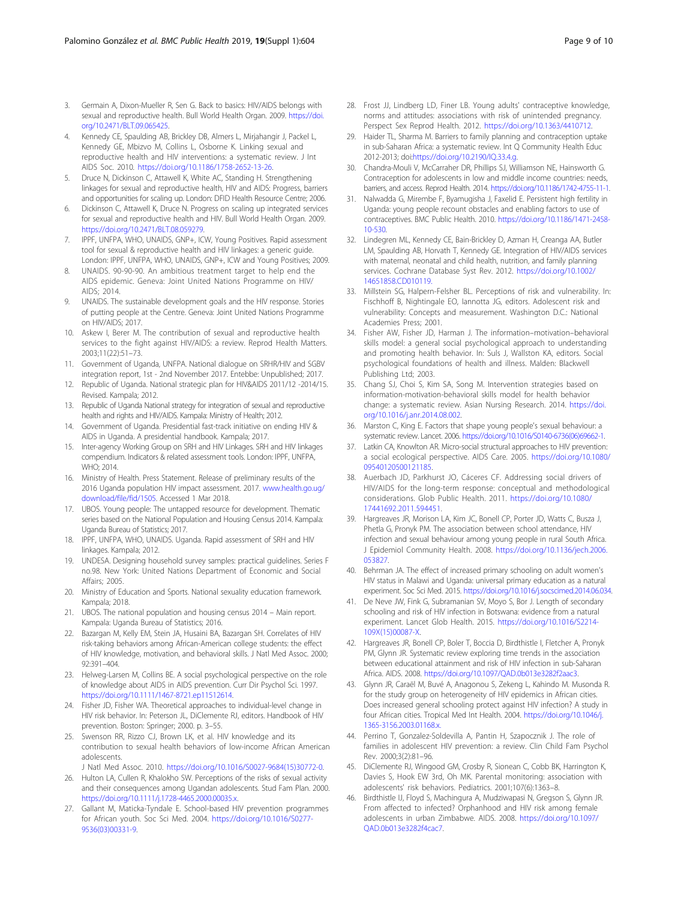3. Germain A, Dixon-Mueller R, Sen G. Back to basics: HIV/AIDS belongs with sexual and reproductive health. Bull World Health Organ. 2009. https://doi.org/10.2471/BLT.09.065425.
4. Kennedy CE, Spaulding AB, Brickley DB, Almers L, Mirjahangir J, Packel L, Kennedy GE, Mbizvo M, Collins L, Osborne K. Linking sexual and reproductive health and HIV interventions: a systematic review. J Int AIDS Soc. 2010. https://doi.org/10.1186/1758-2652-13-26.
5. Druce N, Dickinson C, Attawell K, White AC, Standing H. Strengthening linkages for sexual and reproductive health, HIV and AIDS: Progress, barriers and opportunities for scaling up. London: DFID Health Resource Centre; 2006.
6. Dickinson C, Attawell K, Druce N. Progress on scaling up integrated services for sexual and reproductive health and HIV. Bull World Health Organ. 2009. https://doi.org/10.2471/BLT.08.059279.
7. IPPF, UNFPA, WHO, UNAIDS, GNP+, ICW, Young Positives. Rapid assessment tool for sexual & reproductive health and HIV linkages: a generic guide. London: IPPF, UNFPA, WHO, UNAIDS, GNP+, ICW and Young Positives; 2009.
8. UNAIDS. 90-90-90. An ambitious treatment target to help end the AIDS epidemic. Geneva: Joint United Nations Programme on HIV/AIDS; 2014.
9. UNAIDS. The sustainable development goals and the HIV response. Stories of putting people at the Centre. Geneva: Joint United Nations Programme on HIV/AIDS; 2017.
10. Askew I, Berer M. The contribution of sexual and reproductive health services to the fight against HIV/AIDS: a review. Reprod Health Matters. 2003;11(22):51–73.
11. Government of Uganda, UNFPA. National dialogue on SRHR/HIV and SGBV integration report, 1st - 2nd November 2017. Entebbe: Unpublished; 2017.
12. Republic of Uganda. National strategic plan for HIV&AIDS 2011/12 -2014/15. Revised. Kampala; 2012.
13. Republic of Uganda National strategy for integration of sexual and reproductive health and rights and HIV/AIDS. Kampala: Ministry of Health; 2012.
14. Government of Uganda. Presidential fast-track initiative on ending HIV & AIDS in Uganda. A presidential handbook. Kampala; 2017.
15. Inter-agency Working Group on SRH and HIV Linkages. SRH and HIV linkages compendium. Indicators & related assessment tools. London: IPPF, UNFPA, WHO; 2014.
16. Ministry of Health. Press Statement. Release of preliminary results of the 2016 Uganda population HIV impact assessment. 2017. www.health.go.ug/download/file/fid/1505. Accessed 1 Mar 2018.
17. UBOS. Young people: The untapped resource for development. Thematic series based on the National Population and Housing Census 2014. Kampala: Uganda Bureau of Statistics; 2017.
18. IPPF, UNFPA, WHO, UNAIDS. Uganda. Rapid assessment of SRH and HIV linkages. Kampala; 2012.
19. UNDESA. Designing household survey samples: practical guidelines. Series F no.98. New York: United Nations Department of Economic and Social Affairs; 2005.
20. Ministry of Education and Sports. National sexuality education framework. Kampala; 2018.
21. UBOS. The national population and housing census 2014 – Main report. Kampala: Uganda Bureau of Statistics; 2016.
22. Bazargan M, Kelly EM, Stein JA, Husaini BA, Bazargan SH. Correlates of HIV risk-taking behaviors among African-American college students: the effect of HIV knowledge, motivation, and behavioral skills. J Natl Med Assoc. 2000; 92:391–404.
23. Helweg-Larsen M, Collins BE. A social psychological perspective on the role of knowledge about AIDS in AIDS prevention. Curr Dir Psychol Sci. 1997. https://doi.org/10.1111/1467-8721.ep11512614.
24. Fisher JD, Fisher WA. Theoretical approaches to individual-level change in HIV risk behavior. In: Peterson JL, DiClemente RJ, editors. Handbook of HIV prevention. Boston: Springer; 2000. p. 3–55.
25. Swenson RR, Rizzo CJ, Brown LK, et al. HIV knowledge and its contribution to sexual health behaviors of low-income African American adolescents. J Natl Med Assoc. 2010. https://doi.org/10.1016/S0027-9684(15)30772-0.
26. Hulton LA, Cullen R, Khalokho SW. Perceptions of the risks of sexual activity and their consequences among Ugandan adolescents. Stud Fam Plan. 2000. https://doi.org/10.1111/j.1728-4465.2000.00035.x.
27. Gallant M, Maticka-Tyndale E. School-based HIV prevention programmes for African youth. Soc Sci Med. 2004. https://doi.org/10.1016/S0277-9536(03)00331-9.
28. Frost JJ, Lindberg LD, Finer LB. Young adults' contraceptive knowledge, norms and attitudes: associations with risk of unintended pregnancy. Perspect Sex Reprod Health. 2012. https://doi.org/10.1363/4410712.
29. Haider TL, Sharma M. Barriers to family planning and contraception uptake in sub-Saharan Africa: a systematic review. Int Q Community Health Educ 2012-2013; doi:https://doi.org/10.2190/IQ.33.4.g.
30. Chandra-Mouli V, McCarraher DR, Phillips SJ, Williamson NE, Hainsworth G. Contraception for adolescents in low and middle income countries: needs, barriers, and access. Reprod Health. 2014. https://doi.org/10.1186/1742-4755-11-1.
31. Nalwadda G, Mirembe F, Byamugisha J, Faxelid E. Persistent high fertility in Uganda: young people recount obstacles and enabling factors to use of contraceptives. BMC Public Health. 2010. https://doi.org/10.1186/1471-2458-10-530.
32. Lindegren ML, Kennedy CE, Bain-Brickley D, Azman H, Creanga AA, Butler LM, Spaulding AB, Horvath T, Kennedy GE. Integration of HIV/AIDS services with maternal, neonatal and child health, nutrition, and family planning services. Cochrane Database Syst Rev. 2012. https://doi.org/10.1002/14651858.CD010119.
33. Millstein SG, Halpern-Felsher BL. Perceptions of risk and vulnerability. In: Fischhoff B, Nightingale EO, Iannotta JG, editors. Adolescent risk and vulnerability: Concepts and measurement. Washington D.C.: National Academies Press; 2001.
34. Fisher AW, Fisher JD, Harman J. The information–motivation–behavioral skills model: a general social psychological approach to understanding and promoting health behavior. In: Suls J, Wallston KA, editors. Social psychological foundations of health and illness. Malden: Blackwell Publishing Ltd; 2003.
35. Chang SJ, Choi S, Kim SA, Song M. Intervention strategies based on information-motivation-behavioral skills model for health behavior change: a systematic review. Asian Nursing Research. 2014. https://doi.org/10.1016/j.anr.2014.08.002.
36. Marston C, King E. Factors that shape young people's sexual behaviour: a systematic review. Lancet. 2006. https://doi.org/10.1016/S0140-6736(06)69662-1.
37. Latkin CA, Knowlton AR. Micro-social structural approaches to HIV prevention: a social ecological perspective. AIDS Care. 2005. https://doi.org/10.1080/09540120500121185.
38. Auerbach JD, Parkhurst JO, Cáceres CF. Addressing social drivers of HIV/AIDS for the long-term response: conceptual and methodological considerations. Glob Public Health. 2011. https://doi.org/10.1080/17441692.2011.594451.
39. Hargreaves JR, Morison LA, Kim JC, Bonell CP, Porter JD, Watts C, Busza J, Phetla G, Pronyk PM. The association between school attendance, HIV infection and sexual behaviour among young people in rural South Africa. J Epidemiol Community Health. 2008. https://doi.org/10.1136/jech.2006.053827.
40. Behrman JA. The effect of increased primary schooling on adult women's HIV status in Malawi and Uganda: universal primary education as a natural experiment. Soc Sci Med. 2015. https://doi.org/10.1016/j.socscimed.2014.06.034.
41. De Neve JW, Fink G, Subramanian SV, Moyo S, Bor J. Length of secondary schooling and risk of HIV infection in Botswana: evidence from a natural experiment. Lancet Glob Health. 2015. https://doi.org/10.1016/S2214-109X(15)00087-X.
42. Hargreaves JR, Bonell CP, Boler T, Boccia D, Birdthistle I, Fletcher A, Pronyk PM, Glynn JR. Systematic review exploring time trends in the association between educational attainment and risk of HIV infection in sub-Saharan Africa. AIDS. 2008. https://doi.org/10.1097/QAD.0b013e3282f2aac3.
43. Glynn JR, Caraël M, Buvé A, Anagonou S, Zekeng L, Kahindo M. Musonda R. for the study group on heterogeneity of HIV epidemics in African cities. Does increased general schooling protect against HIV infection? A study in four African cities. Tropical Med Int Health. 2004. https://doi.org/10.1046/j.1365-3156.2003.01168.x.
44. Perrino T, Gonzalez-Soldevilla A, Pantin H, Szapocznik J. The role of families in adolescent HIV prevention: a review. Clin Child Fam Psychol Rev. 2000;3(2):81–96.
45. DiClemente RJ, Wingood GM, Crosby R, Sionean C, Cobb BK, Harrington K, Davies S, Hook EW 3rd, Oh MK. Parental monitoring: association with adolescents' risk behaviors. Pediatrics. 2001;107(6):1363–8.
46. Birdthistle IJ, Floyd S, Machingura A, Mudziwapasi N, Gregson S, Glynn JR. From affected to infected? Orphanhood and HIV risk among female adolescents in urban Zimbabwe. AIDS. 2008. https://doi.org/10.1097/QAD.0b013e3282f4cac7.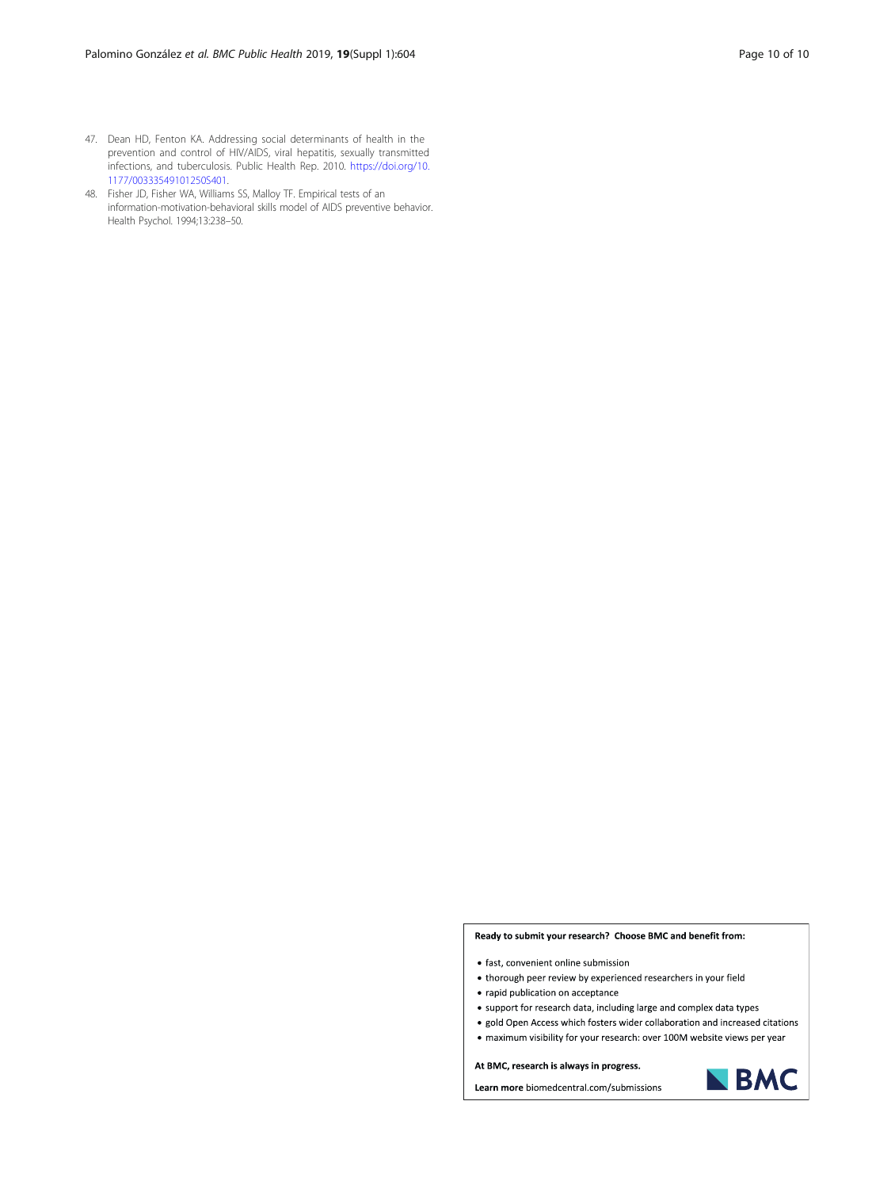47. Dean HD, Fenton KA. Addressing social determinants of health in the prevention and control of HIV/AIDS, viral hepatitis, sexually transmitted infections, and tuberculosis. Public Health Rep. 2010. https://doi.org/10.1177/00333549101250S401.
48. Fisher JD, Fisher WA, Williams SS, Malloy TF. Empirical tests of an information-motivation-behavioral skills model of AIDS preventive behavior. Health Psychol. 1994;13:238–50.

**Ready to submit your research? Choose BMC and benefit from:**

- fast, convenient online submission
- thorough peer review by experienced researchers in your field
- rapid publication on acceptance
- support for research data, including large and complex data types
- gold Open Access which fosters wider collaboration and increased citations
- maximum visibility for your research: over 100M website views per year

**At BMC, research is always in progress.**

**Learn more** biomedcentral.com/submissions

BMC